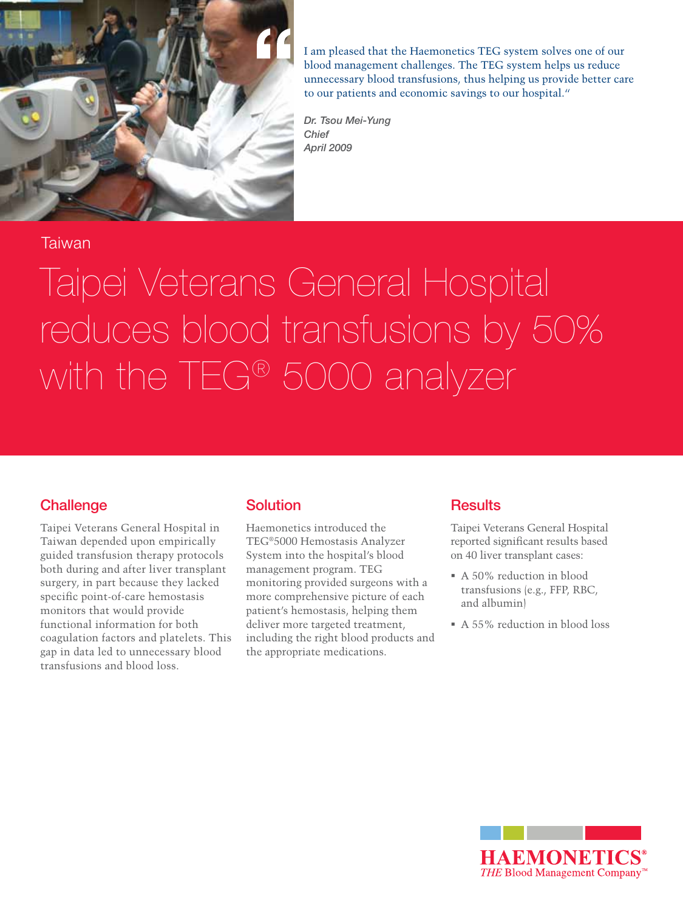> I am pleased that the Haemonetics TEG system solves one of our blood management challenges. The TEG system helps us reduce unnecessary blood transfusions, thus helping us provide better care to our patients and economic savings to our hospital."
>
> *Dr. Tsou Mei-Yung*
> *Chief*
> *April 2009*

Taiwan

# Taipei Veterans General Hospital reduces blood transfusions by 50% with the TEG® 5000 analyzer

## Challenge

Taipei Veterans General Hospital in Taiwan depended upon empirically guided transfusion therapy protocols both during and after liver transplant surgery, in part because they lacked specific point-of-care hemostasis monitors that would provide functional information for both coagulation factors and platelets. This gap in data led to unnecessary blood transfusions and blood loss.

## Solution

Haemonetics introduced the TEG®5000 Hemostasis Analyzer System into the hospital's blood management program. TEG monitoring provided surgeons with a more comprehensive picture of each patient's hemostasis, helping them deliver more targeted treatment, including the right blood products and the appropriate medications.

## Results

Taipei Veterans General Hospital reported significant results based on 40 liver transplant cases:

- A 50% reduction in blood transfusions (e.g., FFP, RBC, and albumin)
- A 55% reduction in blood loss

HAEMONETICS®
*THE* Blood Management Company™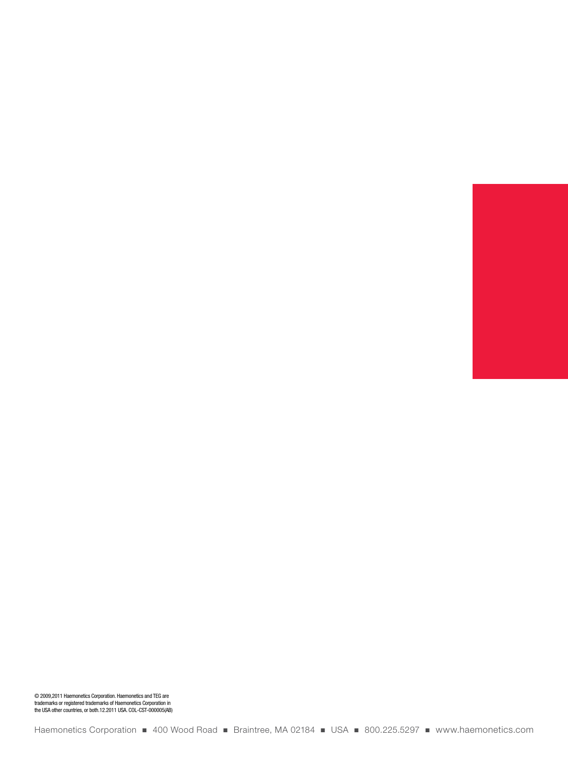© 2009,2011 Haemonetics Corporation. Haemonetics and TEG are trademarks or registered trademarks of Haemonetics Corporation in the USA other countries, or both.12.2011 USA. COL-CST-000005(AB)

Haemonetics Corporation ■ 400 Wood Road ■ Braintree, MA 02184 ■ USA ■ 800.225.5297 ■ www.haemonetics.com